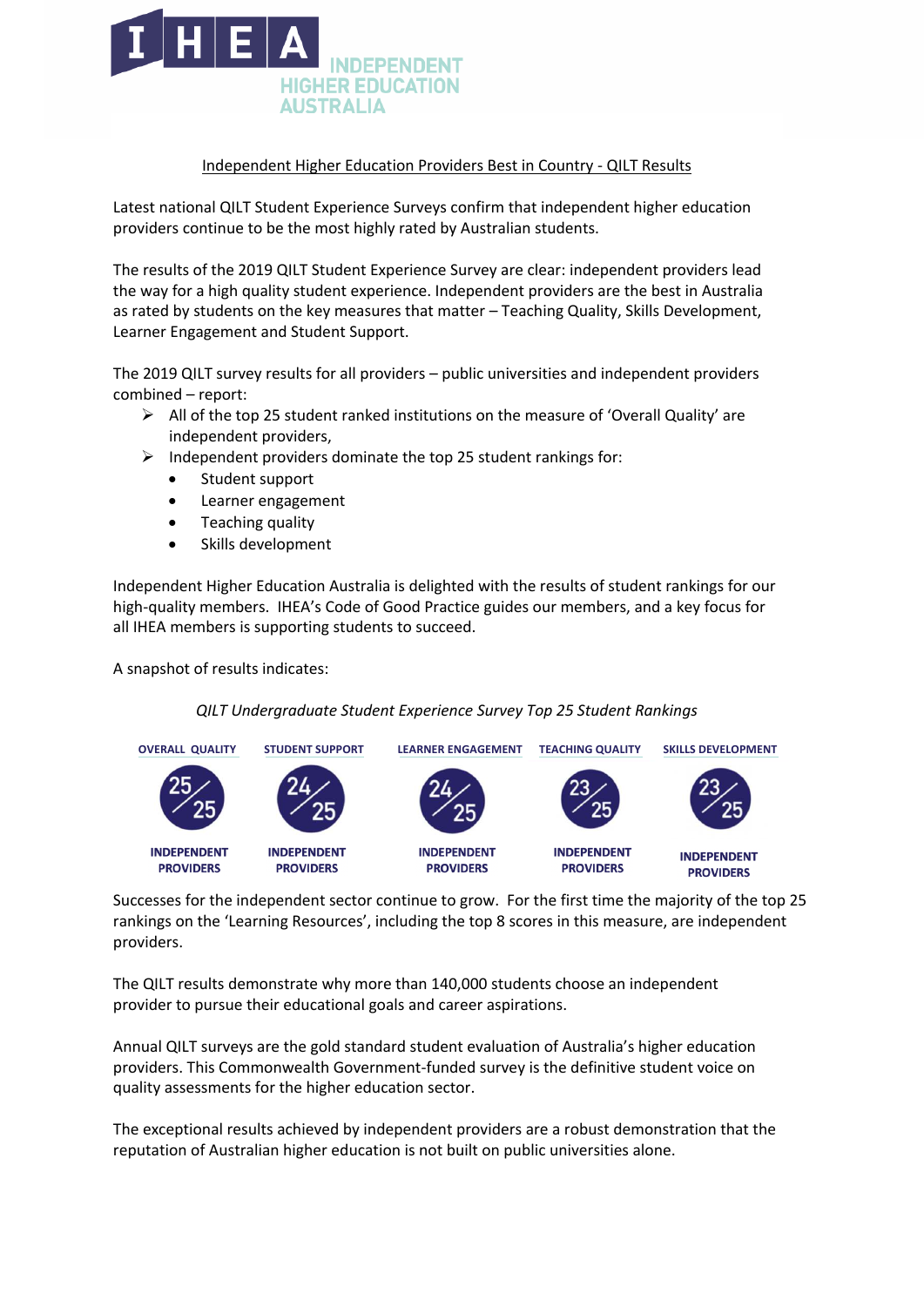**I H E A** INDEPENDENT HIGHER EDUCATION AUSTRALIA

## Independent Higher Education Providers Best in Country - QILT Results

Latest national QILT Student Experience Surveys confirm that independent higher education providers continue to be the most highly rated by Australian students.

The results of the 2019 QILT Student Experience Survey are clear: independent providers lead the way for a high quality student experience. Independent providers are the best in Australia as rated by students on the key measures that matter – Teaching Quality, Skills Development, Learner Engagement and Student Support.

The 2019 QILT survey results for all providers – public universities and independent providers combined – report:

- All of the top 25 student ranked institutions on the measure of 'Overall Quality' are independent providers,
- Independent providers dominate the top 25 student rankings for:
  - Student support
  - Learner engagement
  - Teaching quality
  - Skills development

Independent Higher Education Australia is delighted with the results of student rankings for our high-quality members. IHEA's Code of Good Practice guides our members, and a key focus for all IHEA members is supporting students to succeed.

A snapshot of results indicates:

*QILT Undergraduate Student Experience Survey Top 25 Student Rankings*

| OVERALL QUALITY | STUDENT SUPPORT | LEARNER ENGAGEMENT | TEACHING QUALITY | SKILLS DEVELOPMENT |
|---|---|---|---|---|
| 25/25 | 24/25 | 24/25 | 23/25 | 23/25 |
| INDEPENDENT PROVIDERS | INDEPENDENT PROVIDERS | INDEPENDENT PROVIDERS | INDEPENDENT PROVIDERS | INDEPENDENT PROVIDERS |

Successes for the independent sector continue to grow. For the first time the majority of the top 25 rankings on the 'Learning Resources', including the top 8 scores in this measure, are independent providers.

The QILT results demonstrate why more than 140,000 students choose an independent provider to pursue their educational goals and career aspirations.

Annual QILT surveys are the gold standard student evaluation of Australia's higher education providers. This Commonwealth Government-funded survey is the definitive student voice on quality assessments for the higher education sector.

The exceptional results achieved by independent providers are a robust demonstration that the reputation of Australian higher education is not built on public universities alone.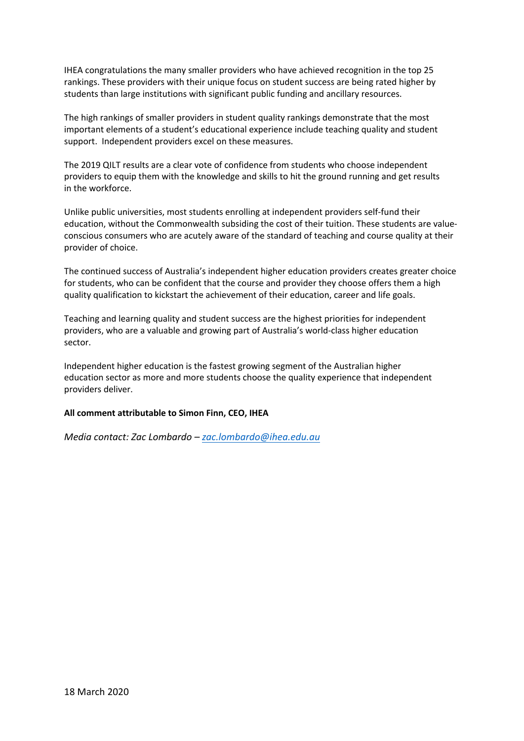IHEA congratulations the many smaller providers who have achieved recognition in the top 25 rankings. These providers with their unique focus on student success are being rated higher by students than large institutions with significant public funding and ancillary resources.

The high rankings of smaller providers in student quality rankings demonstrate that the most important elements of a student's educational experience include teaching quality and student support. Independent providers excel on these measures.

The 2019 QILT results are a clear vote of confidence from students who choose independent providers to equip them with the knowledge and skills to hit the ground running and get results in the workforce.

Unlike public universities, most students enrolling at independent providers self-fund their education, without the Commonwealth subsiding the cost of their tuition. These students are value-conscious consumers who are acutely aware of the standard of teaching and course quality at their provider of choice.

The continued success of Australia's independent higher education providers creates greater choice for students, who can be confident that the course and provider they choose offers them a high quality qualification to kickstart the achievement of their education, career and life goals.

Teaching and learning quality and student success are the highest priorities for independent providers, who are a valuable and growing part of Australia's world-class higher education sector.

Independent higher education is the fastest growing segment of the Australian higher education sector as more and more students choose the quality experience that independent providers deliver.

**All comment attributable to Simon Finn, CEO, IHEA**

*Media contact: Zac Lombardo – zac.lombardo@ihea.edu.au*

18 March 2020